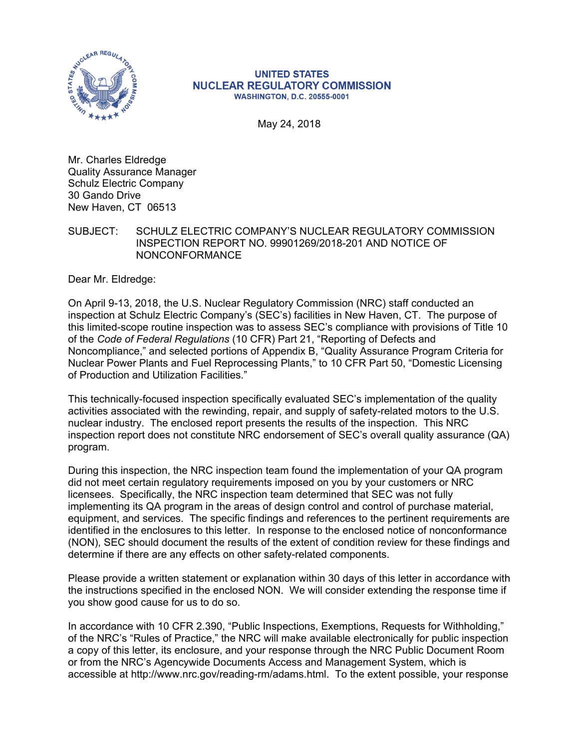**UNITED STATES**
**NUCLEAR REGULATORY COMMISSION**
**WASHINGTON, D.C. 20555-0001**

May 24, 2018

Mr. Charles Eldredge
Quality Assurance Manager
Schulz Electric Company
30 Gando Drive
New Haven, CT 06513

SUBJECT: SCHULZ ELECTRIC COMPANY'S NUCLEAR REGULATORY COMMISSION INSPECTION REPORT NO. 99901269/2018-201 AND NOTICE OF NONCONFORMANCE

Dear Mr. Eldredge:

On April 9-13, 2018, the U.S. Nuclear Regulatory Commission (NRC) staff conducted an inspection at Schulz Electric Company's (SEC's) facilities in New Haven, CT. The purpose of this limited-scope routine inspection was to assess SEC's compliance with provisions of Title 10 of the *Code of Federal Regulations* (10 CFR) Part 21, "Reporting of Defects and Noncompliance," and selected portions of Appendix B, "Quality Assurance Program Criteria for Nuclear Power Plants and Fuel Reprocessing Plants," to 10 CFR Part 50, "Domestic Licensing of Production and Utilization Facilities."

This technically-focused inspection specifically evaluated SEC's implementation of the quality activities associated with the rewinding, repair, and supply of safety-related motors to the U.S. nuclear industry. The enclosed report presents the results of the inspection. This NRC inspection report does not constitute NRC endorsement of SEC's overall quality assurance (QA) program.

During this inspection, the NRC inspection team found the implementation of your QA program did not meet certain regulatory requirements imposed on you by your customers or NRC licensees. Specifically, the NRC inspection team determined that SEC was not fully implementing its QA program in the areas of design control and control of purchase material, equipment, and services. The specific findings and references to the pertinent requirements are identified in the enclosures to this letter. In response to the enclosed notice of nonconformance (NON), SEC should document the results of the extent of condition review for these findings and determine if there are any effects on other safety-related components.

Please provide a written statement or explanation within 30 days of this letter in accordance with the instructions specified in the enclosed NON. We will consider extending the response time if you show good cause for us to do so.

In accordance with 10 CFR 2.390, "Public Inspections, Exemptions, Requests for Withholding," of the NRC's "Rules of Practice," the NRC will make available electronically for public inspection a copy of this letter, its enclosure, and your response through the NRC Public Document Room or from the NRC's Agencywide Documents Access and Management System, which is accessible at http://www.nrc.gov/reading-rm/adams.html. To the extent possible, your response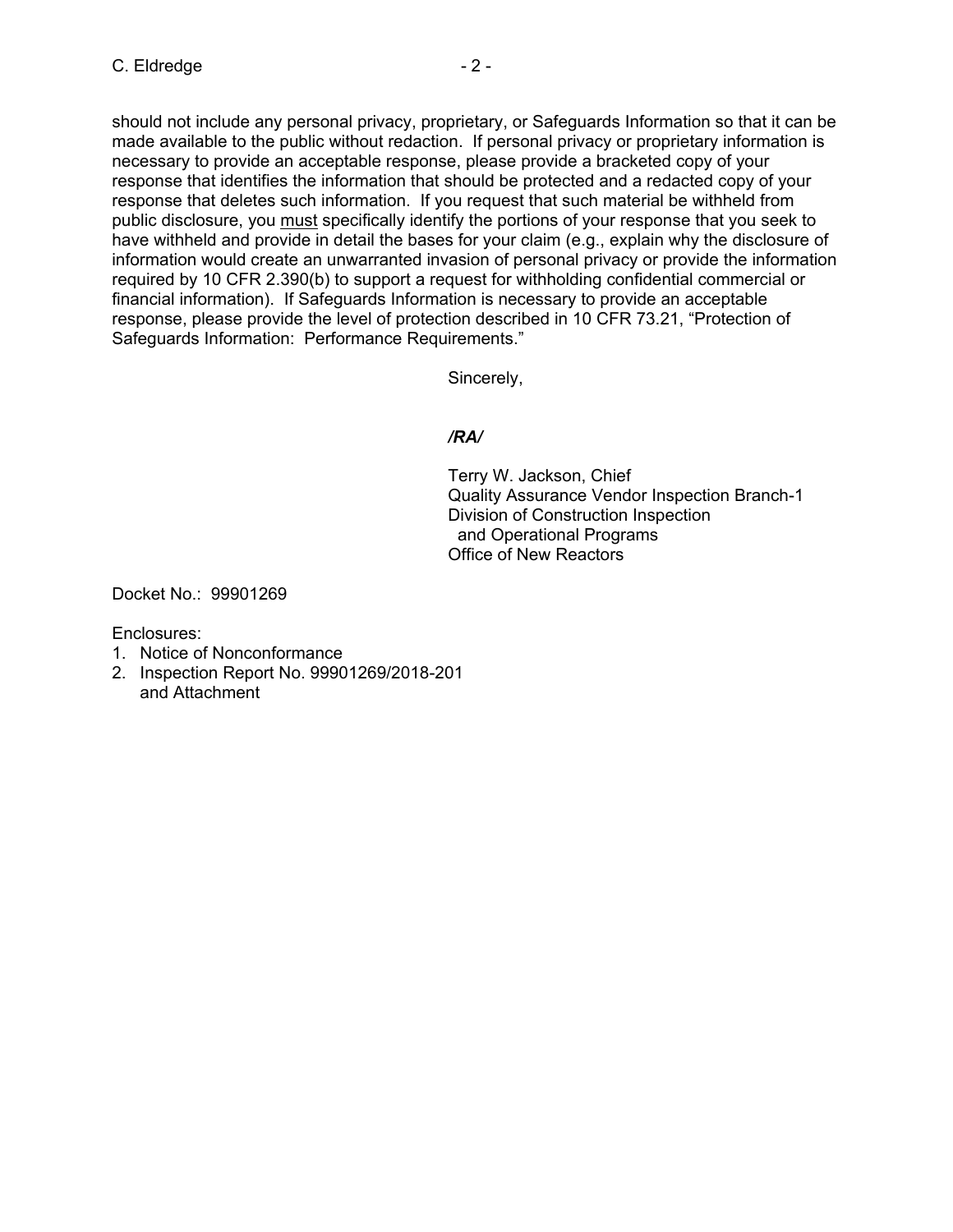should not include any personal privacy, proprietary, or Safeguards Information so that it can be made available to the public without redaction. If personal privacy or proprietary information is necessary to provide an acceptable response, please provide a bracketed copy of your response that identifies the information that should be protected and a redacted copy of your response that deletes such information. If you request that such material be withheld from public disclosure, you must specifically identify the portions of your response that you seek to have withheld and provide in detail the bases for your claim (e.g., explain why the disclosure of information would create an unwarranted invasion of personal privacy or provide the information required by 10 CFR 2.390(b) to support a request for withholding confidential commercial or financial information). If Safeguards Information is necessary to provide an acceptable response, please provide the level of protection described in 10 CFR 73.21, "Protection of Safeguards Information: Performance Requirements."

Sincerely,

*/RA/*

Terry W. Jackson, Chief
Quality Assurance Vendor Inspection Branch-1
Division of Construction Inspection
and Operational Programs
Office of New Reactors

Docket No.: 99901269

Enclosures:
1. Notice of Nonconformance
2. Inspection Report No. 99901269/2018-201
   and Attachment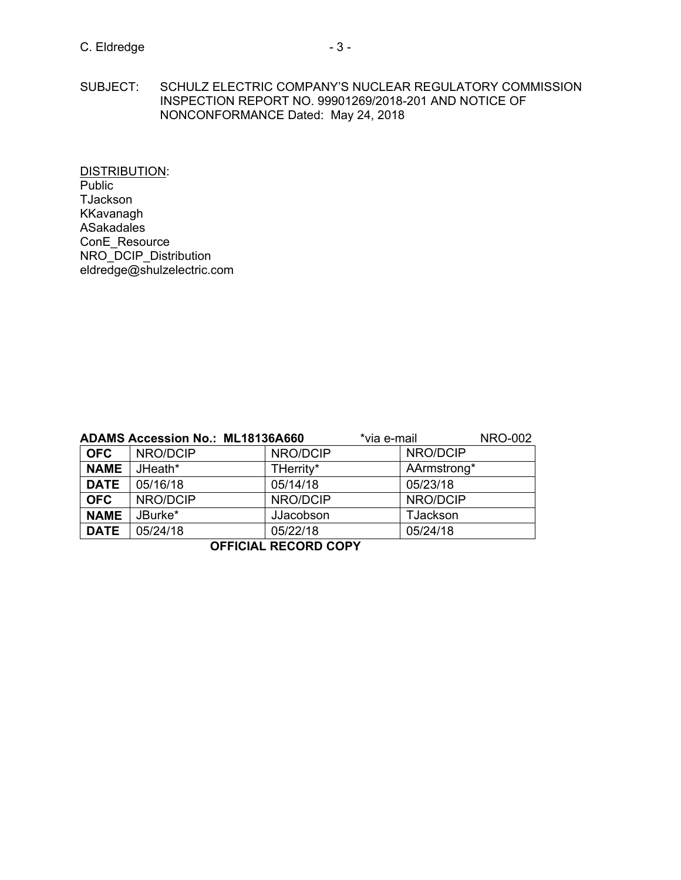SUBJECT: SCHULZ ELECTRIC COMPANY'S NUCLEAR REGULATORY COMMISSION INSPECTION REPORT NO. 99901269/2018-201 AND NOTICE OF NONCONFORMANCE Dated: May 24, 2018

DISTRIBUTION:
Public
TJackson
KKavanagh
ASakadales
ConE_Resource
NRO_DCIP_Distribution
eldredge@shulzelectric.com

**ADAMS Accession No.: ML18136A660** *via e-mail NRO-002

| **OFC** | NRO/DCIP | NRO/DCIP | NRO/DCIP |
|---|---|---|---|
| **NAME** | JHeath* | THerrity* | AArmstrong* |
| **DATE** | 05/16/18 | 05/14/18 | 05/23/18 |
| **OFC** | NRO/DCIP | NRO/DCIP | NRO/DCIP |
| **NAME** | JBurke* | JJacobson | TJackson |
| **DATE** | 05/24/18 | 05/22/18 | 05/24/18 |

**OFFICIAL RECORD COPY**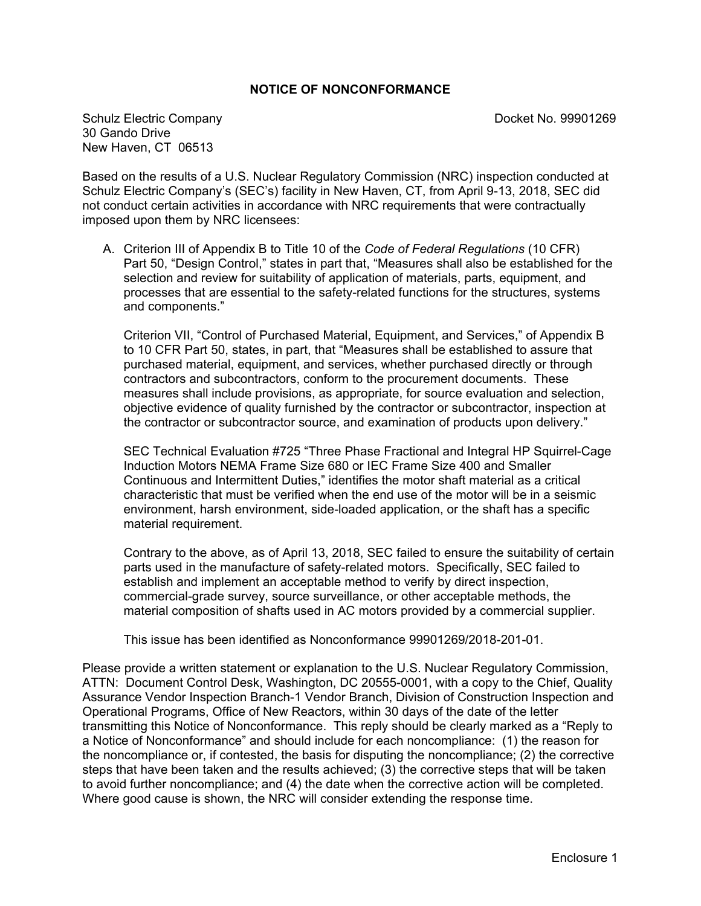# NOTICE OF NONCONFORMANCE

Schulz Electric Company
30 Gando Drive
New Haven, CT 06513

Docket No. 99901269

Based on the results of a U.S. Nuclear Regulatory Commission (NRC) inspection conducted at Schulz Electric Company's (SEC's) facility in New Haven, CT, from April 9-13, 2018, SEC did not conduct certain activities in accordance with NRC requirements that were contractually imposed upon them by NRC licensees:

A. Criterion III of Appendix B to Title 10 of the *Code of Federal Regulations* (10 CFR) Part 50, "Design Control," states in part that, "Measures shall also be established for the selection and review for suitability of application of materials, parts, equipment, and processes that are essential to the safety-related functions for the structures, systems and components."

   Criterion VII, "Control of Purchased Material, Equipment, and Services," of Appendix B to 10 CFR Part 50, states, in part, that "Measures shall be established to assure that purchased material, equipment, and services, whether purchased directly or through contractors and subcontractors, conform to the procurement documents. These measures shall include provisions, as appropriate, for source evaluation and selection, objective evidence of quality furnished by the contractor or subcontractor, inspection at the contractor or subcontractor source, and examination of products upon delivery."

   SEC Technical Evaluation #725 "Three Phase Fractional and Integral HP Squirrel-Cage Induction Motors NEMA Frame Size 680 or IEC Frame Size 400 and Smaller Continuous and Intermittent Duties," identifies the motor shaft material as a critical characteristic that must be verified when the end use of the motor will be in a seismic environment, harsh environment, side-loaded application, or the shaft has a specific material requirement.

   Contrary to the above, as of April 13, 2018, SEC failed to ensure the suitability of certain parts used in the manufacture of safety-related motors. Specifically, SEC failed to establish and implement an acceptable method to verify by direct inspection, commercial-grade survey, source surveillance, or other acceptable methods, the material composition of shafts used in AC motors provided by a commercial supplier.

   This issue has been identified as Nonconformance 99901269/2018-201-01.

Please provide a written statement or explanation to the U.S. Nuclear Regulatory Commission, ATTN: Document Control Desk, Washington, DC 20555-0001, with a copy to the Chief, Quality Assurance Vendor Inspection Branch-1 Vendor Branch, Division of Construction Inspection and Operational Programs, Office of New Reactors, within 30 days of the date of the letter transmitting this Notice of Nonconformance. This reply should be clearly marked as a "Reply to a Notice of Nonconformance" and should include for each noncompliance: (1) the reason for the noncompliance or, if contested, the basis for disputing the noncompliance; (2) the corrective steps that have been taken and the results achieved; (3) the corrective steps that will be taken to avoid further noncompliance; and (4) the date when the corrective action will be completed. Where good cause is shown, the NRC will consider extending the response time.

Enclosure 1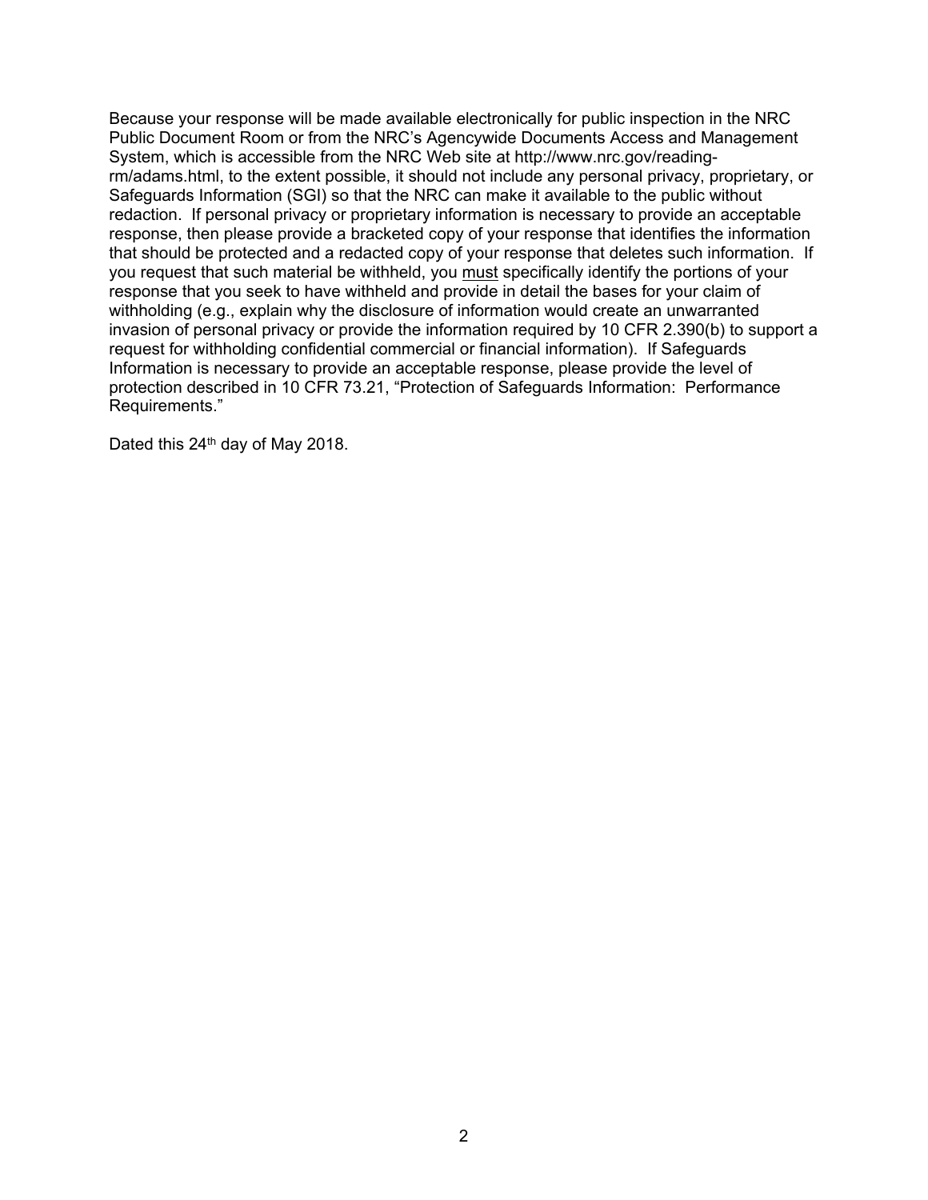Because your response will be made available electronically for public inspection in the NRC Public Document Room or from the NRC's Agencywide Documents Access and Management System, which is accessible from the NRC Web site at http://www.nrc.gov/reading-rm/adams.html, to the extent possible, it should not include any personal privacy, proprietary, or Safeguards Information (SGI) so that the NRC can make it available to the public without redaction. If personal privacy or proprietary information is necessary to provide an acceptable response, then please provide a bracketed copy of your response that identifies the information that should be protected and a redacted copy of your response that deletes such information. If you request that such material be withheld, you must specifically identify the portions of your response that you seek to have withheld and provide in detail the bases for your claim of withholding (e.g., explain why the disclosure of information would create an unwarranted invasion of personal privacy or provide the information required by 10 CFR 2.390(b) to support a request for withholding confidential commercial or financial information). If Safeguards Information is necessary to provide an acceptable response, please provide the level of protection described in 10 CFR 73.21, "Protection of Safeguards Information: Performance Requirements."

Dated this 24th day of May 2018.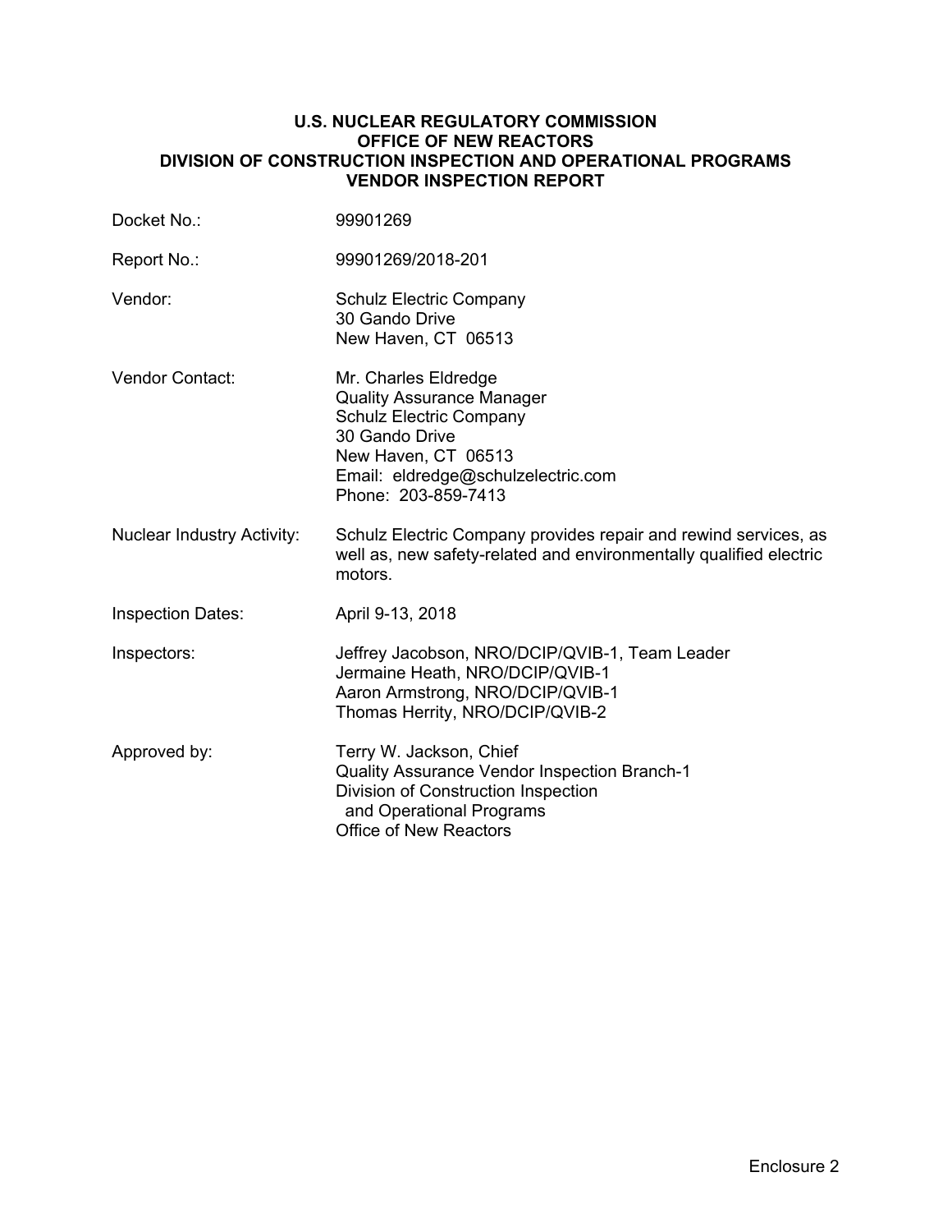# U.S. NUCLEAR REGULATORY COMMISSION
# OFFICE OF NEW REACTORS
# DIVISION OF CONSTRUCTION INSPECTION AND OPERATIONAL PROGRAMS
# VENDOR INSPECTION REPORT

| | |
|---|---|
| Docket No.: | 99901269 |
| Report No.: | 99901269/2018-201 |
| Vendor: | Schulz Electric Company<br>30 Gando Drive<br>New Haven, CT 06513 |
| Vendor Contact: | Mr. Charles Eldredge<br>Quality Assurance Manager<br>Schulz Electric Company<br>30 Gando Drive<br>New Haven, CT 06513<br>Email: eldredge@schulzelectric.com<br>Phone: 203-859-7413 |
| Nuclear Industry Activity: | Schulz Electric Company provides repair and rewind services, as well as, new safety-related and environmentally qualified electric motors. |
| Inspection Dates: | April 9-13, 2018 |
| Inspectors: | Jeffrey Jacobson, NRO/DCIP/QVIB-1, Team Leader<br>Jermaine Heath, NRO/DCIP/QVIB-1<br>Aaron Armstrong, NRO/DCIP/QVIB-1<br>Thomas Herrity, NRO/DCIP/QVIB-2 |
| Approved by: | Terry W. Jackson, Chief<br>Quality Assurance Vendor Inspection Branch-1<br>Division of Construction Inspection and Operational Programs<br>Office of New Reactors |

Enclosure 2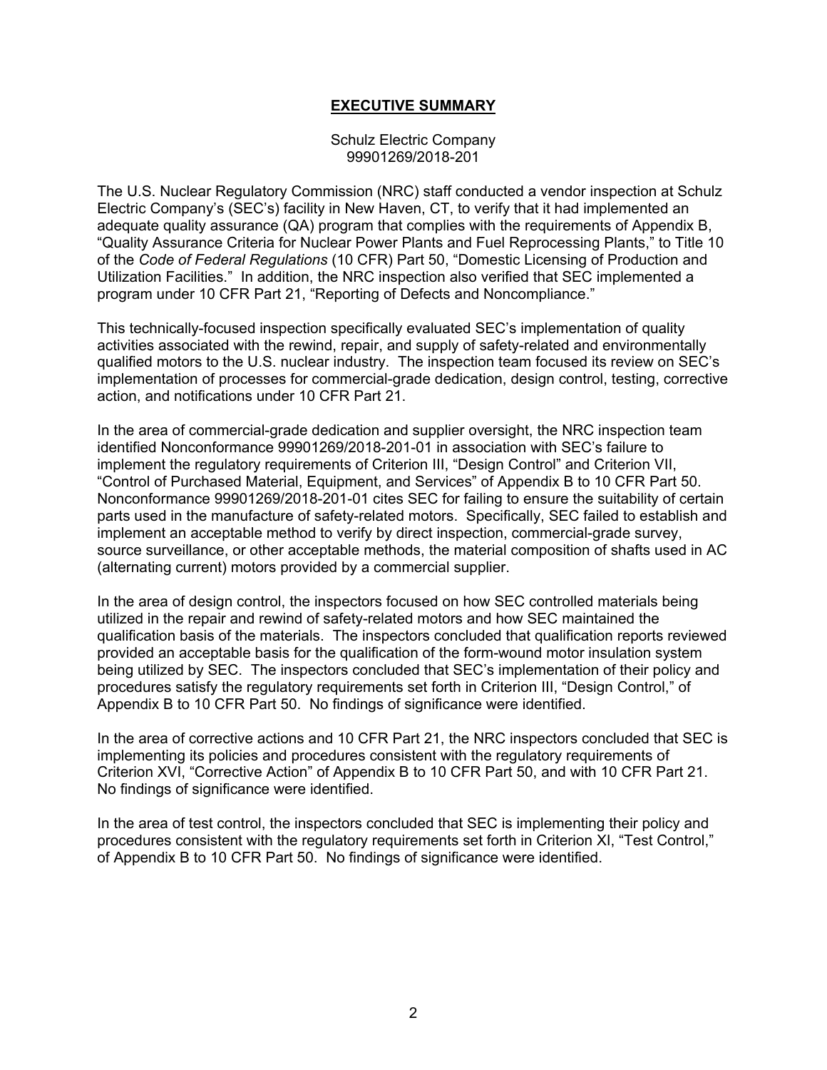## **EXECUTIVE SUMMARY**

Schulz Electric Company
99901269/2018-201

The U.S. Nuclear Regulatory Commission (NRC) staff conducted a vendor inspection at Schulz Electric Company's (SEC's) facility in New Haven, CT, to verify that it had implemented an adequate quality assurance (QA) program that complies with the requirements of Appendix B, "Quality Assurance Criteria for Nuclear Power Plants and Fuel Reprocessing Plants," to Title 10 of the *Code of Federal Regulations* (10 CFR) Part 50, "Domestic Licensing of Production and Utilization Facilities." In addition, the NRC inspection also verified that SEC implemented a program under 10 CFR Part 21, "Reporting of Defects and Noncompliance."

This technically-focused inspection specifically evaluated SEC's implementation of quality activities associated with the rewind, repair, and supply of safety-related and environmentally qualified motors to the U.S. nuclear industry. The inspection team focused its review on SEC's implementation of processes for commercial-grade dedication, design control, testing, corrective action, and notifications under 10 CFR Part 21.

In the area of commercial-grade dedication and supplier oversight, the NRC inspection team identified Nonconformance 99901269/2018-201-01 in association with SEC's failure to implement the regulatory requirements of Criterion III, "Design Control" and Criterion VII, "Control of Purchased Material, Equipment, and Services" of Appendix B to 10 CFR Part 50. Nonconformance 99901269/2018-201-01 cites SEC for failing to ensure the suitability of certain parts used in the manufacture of safety-related motors. Specifically, SEC failed to establish and implement an acceptable method to verify by direct inspection, commercial-grade survey, source surveillance, or other acceptable methods, the material composition of shafts used in AC (alternating current) motors provided by a commercial supplier.

In the area of design control, the inspectors focused on how SEC controlled materials being utilized in the repair and rewind of safety-related motors and how SEC maintained the qualification basis of the materials. The inspectors concluded that qualification reports reviewed provided an acceptable basis for the qualification of the form-wound motor insulation system being utilized by SEC. The inspectors concluded that SEC's implementation of their policy and procedures satisfy the regulatory requirements set forth in Criterion III, "Design Control," of Appendix B to 10 CFR Part 50. No findings of significance were identified.

In the area of corrective actions and 10 CFR Part 21, the NRC inspectors concluded that SEC is implementing its policies and procedures consistent with the regulatory requirements of Criterion XVI, "Corrective Action" of Appendix B to 10 CFR Part 50, and with 10 CFR Part 21. No findings of significance were identified.

In the area of test control, the inspectors concluded that SEC is implementing their policy and procedures consistent with the regulatory requirements set forth in Criterion XI, "Test Control," of Appendix B to 10 CFR Part 50. No findings of significance were identified.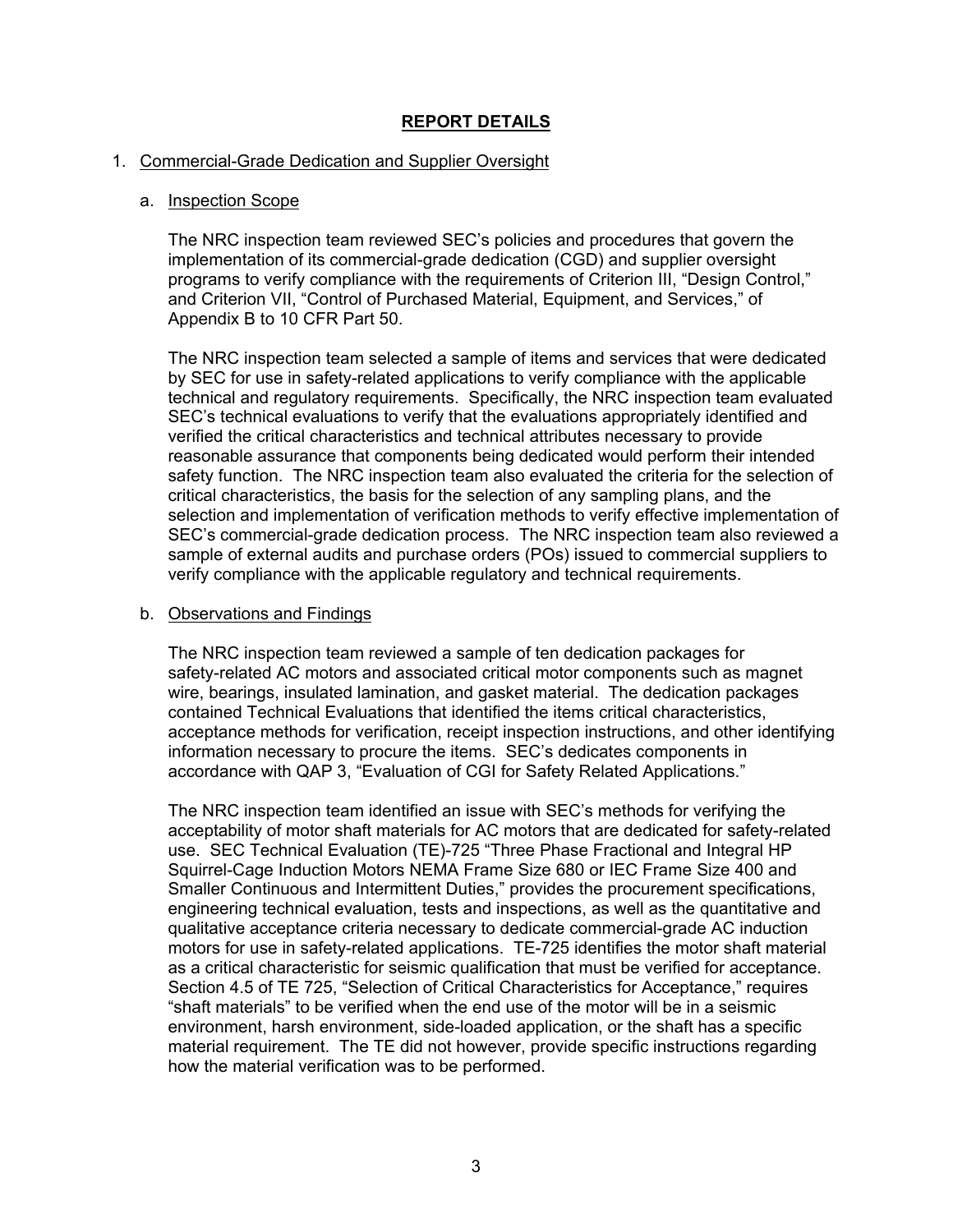# REPORT DETAILS

1. Commercial-Grade Dedication and Supplier Oversight

   a. Inspection Scope

      The NRC inspection team reviewed SEC's policies and procedures that govern the implementation of its commercial-grade dedication (CGD) and supplier oversight programs to verify compliance with the requirements of Criterion III, "Design Control," and Criterion VII, "Control of Purchased Material, Equipment, and Services," of Appendix B to 10 CFR Part 50.

      The NRC inspection team selected a sample of items and services that were dedicated by SEC for use in safety-related applications to verify compliance with the applicable technical and regulatory requirements. Specifically, the NRC inspection team evaluated SEC's technical evaluations to verify that the evaluations appropriately identified and verified the critical characteristics and technical attributes necessary to provide reasonable assurance that components being dedicated would perform their intended safety function. The NRC inspection team also evaluated the criteria for the selection of critical characteristics, the basis for the selection of any sampling plans, and the selection and implementation of verification methods to verify effective implementation of SEC's commercial-grade dedication process. The NRC inspection team also reviewed a sample of external audits and purchase orders (POs) issued to commercial suppliers to verify compliance with the applicable regulatory and technical requirements.

   b. Observations and Findings

      The NRC inspection team reviewed a sample of ten dedication packages for safety-related AC motors and associated critical motor components such as magnet wire, bearings, insulated lamination, and gasket material. The dedication packages contained Technical Evaluations that identified the items critical characteristics, acceptance methods for verification, receipt inspection instructions, and other identifying information necessary to procure the items. SEC's dedicates components in accordance with QAP 3, "Evaluation of CGI for Safety Related Applications."

      The NRC inspection team identified an issue with SEC's methods for verifying the acceptability of motor shaft materials for AC motors that are dedicated for safety-related use. SEC Technical Evaluation (TE)-725 "Three Phase Fractional and Integral HP Squirrel-Cage Induction Motors NEMA Frame Size 680 or IEC Frame Size 400 and Smaller Continuous and Intermittent Duties," provides the procurement specifications, engineering technical evaluation, tests and inspections, as well as the quantitative and qualitative acceptance criteria necessary to dedicate commercial-grade AC induction motors for use in safety-related applications. TE-725 identifies the motor shaft material as a critical characteristic for seismic qualification that must be verified for acceptance. Section 4.5 of TE 725, "Selection of Critical Characteristics for Acceptance," requires "shaft materials" to be verified when the end use of the motor will be in a seismic environment, harsh environment, side-loaded application, or the shaft has a specific material requirement. The TE did not however, provide specific instructions regarding how the material verification was to be performed.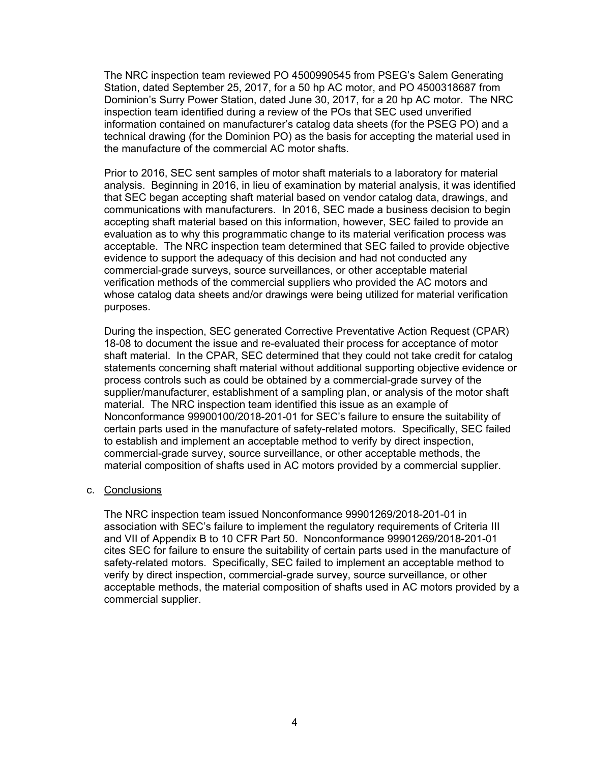The NRC inspection team reviewed PO 4500990545 from PSEG's Salem Generating Station, dated September 25, 2017, for a 50 hp AC motor, and PO 4500318687 from Dominion's Surry Power Station, dated June 30, 2017, for a 20 hp AC motor. The NRC inspection team identified during a review of the POs that SEC used unverified information contained on manufacturer's catalog data sheets (for the PSEG PO) and a technical drawing (for the Dominion PO) as the basis for accepting the material used in the manufacture of the commercial AC motor shafts.

Prior to 2016, SEC sent samples of motor shaft materials to a laboratory for material analysis. Beginning in 2016, in lieu of examination by material analysis, it was identified that SEC began accepting shaft material based on vendor catalog data, drawings, and communications with manufacturers. In 2016, SEC made a business decision to begin accepting shaft material based on this information, however, SEC failed to provide an evaluation as to why this programmatic change to its material verification process was acceptable. The NRC inspection team determined that SEC failed to provide objective evidence to support the adequacy of this decision and had not conducted any commercial-grade surveys, source surveillances, or other acceptable material verification methods of the commercial suppliers who provided the AC motors and whose catalog data sheets and/or drawings were being utilized for material verification purposes.

During the inspection, SEC generated Corrective Preventative Action Request (CPAR) 18-08 to document the issue and re-evaluated their process for acceptance of motor shaft material. In the CPAR, SEC determined that they could not take credit for catalog statements concerning shaft material without additional supporting objective evidence or process controls such as could be obtained by a commercial-grade survey of the supplier/manufacturer, establishment of a sampling plan, or analysis of the motor shaft material. The NRC inspection team identified this issue as an example of Nonconformance 99900100/2018-201-01 for SEC's failure to ensure the suitability of certain parts used in the manufacture of safety-related motors. Specifically, SEC failed to establish and implement an acceptable method to verify by direct inspection, commercial-grade survey, source surveillance, or other acceptable methods, the material composition of shafts used in AC motors provided by a commercial supplier.

c. Conclusions

The NRC inspection team issued Nonconformance 99901269/2018-201-01 in association with SEC's failure to implement the regulatory requirements of Criteria III and VII of Appendix B to 10 CFR Part 50. Nonconformance 99901269/2018-201-01 cites SEC for failure to ensure the suitability of certain parts used in the manufacture of safety-related motors. Specifically, SEC failed to implement an acceptable method to verify by direct inspection, commercial-grade survey, source surveillance, or other acceptable methods, the material composition of shafts used in AC motors provided by a commercial supplier.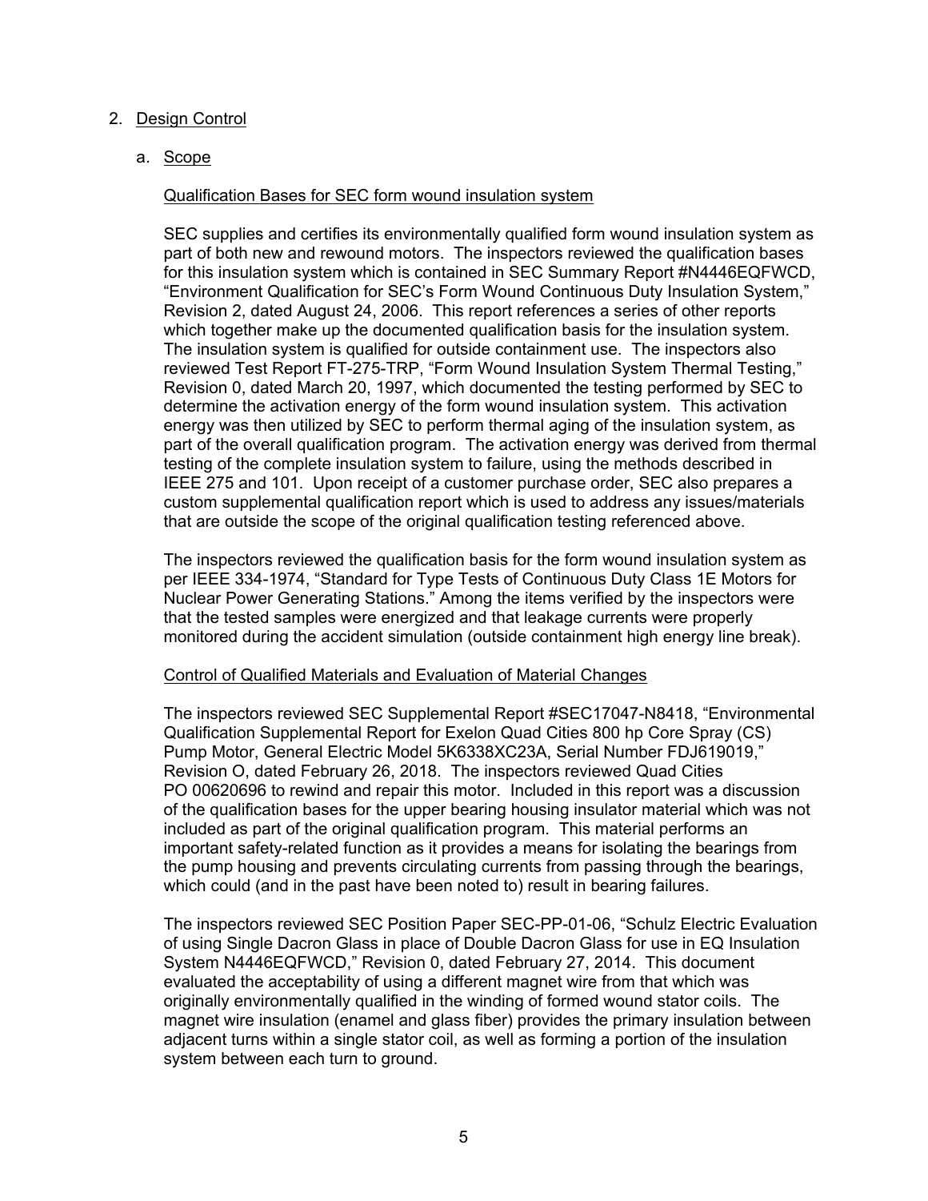2. Design Control

   a. Scope

      Qualification Bases for SEC form wound insulation system

      SEC supplies and certifies its environmentally qualified form wound insulation system as part of both new and rewound motors. The inspectors reviewed the qualification bases for this insulation system which is contained in SEC Summary Report #N4446EQFWCD, "Environment Qualification for SEC's Form Wound Continuous Duty Insulation System," Revision 2, dated August 24, 2006. This report references a series of other reports which together make up the documented qualification basis for the insulation system. The insulation system is qualified for outside containment use. The inspectors also reviewed Test Report FT-275-TRP, "Form Wound Insulation System Thermal Testing," Revision 0, dated March 20, 1997, which documented the testing performed by SEC to determine the activation energy of the form wound insulation system. This activation energy was then utilized by SEC to perform thermal aging of the insulation system, as part of the overall qualification program. The activation energy was derived from thermal testing of the complete insulation system to failure, using the methods described in IEEE 275 and 101. Upon receipt of a customer purchase order, SEC also prepares a custom supplemental qualification report which is used to address any issues/materials that are outside the scope of the original qualification testing referenced above.

      The inspectors reviewed the qualification basis for the form wound insulation system as per IEEE 334-1974, "Standard for Type Tests of Continuous Duty Class 1E Motors for Nuclear Power Generating Stations." Among the items verified by the inspectors were that the tested samples were energized and that leakage currents were properly monitored during the accident simulation (outside containment high energy line break).

      Control of Qualified Materials and Evaluation of Material Changes

      The inspectors reviewed SEC Supplemental Report #SEC17047-N8418, "Environmental Qualification Supplemental Report for Exelon Quad Cities 800 hp Core Spray (CS) Pump Motor, General Electric Model 5K6338XC23A, Serial Number FDJ619019," Revision O, dated February 26, 2018. The inspectors reviewed Quad Cities PO 00620696 to rewind and repair this motor. Included in this report was a discussion of the qualification bases for the upper bearing housing insulator material which was not included as part of the original qualification program. This material performs an important safety-related function as it provides a means for isolating the bearings from the pump housing and prevents circulating currents from passing through the bearings, which could (and in the past have been noted to) result in bearing failures.

      The inspectors reviewed SEC Position Paper SEC-PP-01-06, "Schulz Electric Evaluation of using Single Dacron Glass in place of Double Dacron Glass for use in EQ Insulation System N4446EQFWCD," Revision 0, dated February 27, 2014. This document evaluated the acceptability of using a different magnet wire from that which was originally environmentally qualified in the winding of formed wound stator coils. The magnet wire insulation (enamel and glass fiber) provides the primary insulation between adjacent turns within a single stator coil, as well as forming a portion of the insulation system between each turn to ground.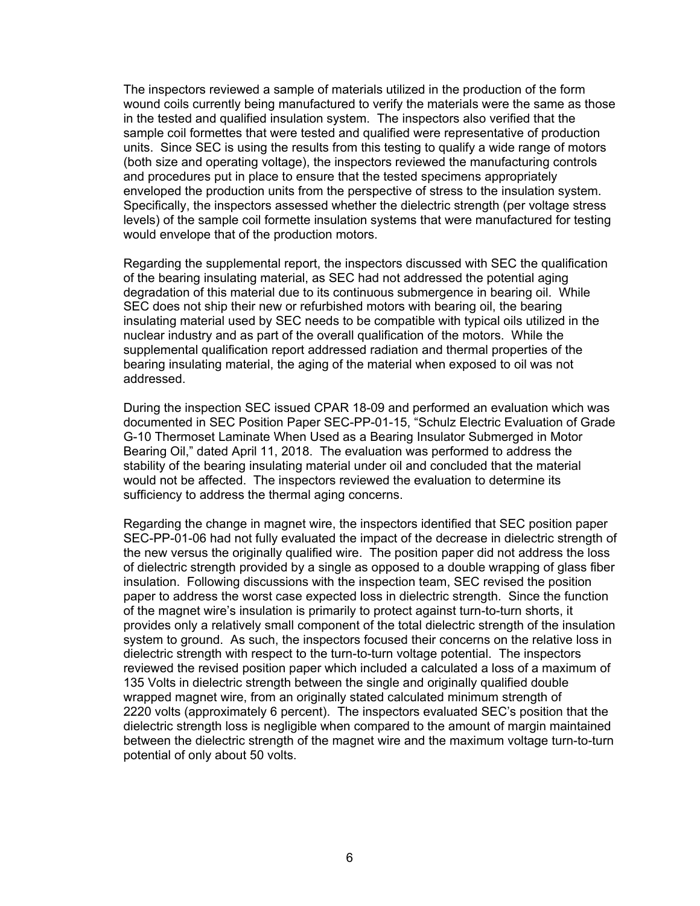The inspectors reviewed a sample of materials utilized in the production of the form wound coils currently being manufactured to verify the materials were the same as those in the tested and qualified insulation system. The inspectors also verified that the sample coil formettes that were tested and qualified were representative of production units. Since SEC is using the results from this testing to qualify a wide range of motors (both size and operating voltage), the inspectors reviewed the manufacturing controls and procedures put in place to ensure that the tested specimens appropriately enveloped the production units from the perspective of stress to the insulation system. Specifically, the inspectors assessed whether the dielectric strength (per voltage stress levels) of the sample coil formette insulation systems that were manufactured for testing would envelope that of the production motors.

Regarding the supplemental report, the inspectors discussed with SEC the qualification of the bearing insulating material, as SEC had not addressed the potential aging degradation of this material due to its continuous submergence in bearing oil. While SEC does not ship their new or refurbished motors with bearing oil, the bearing insulating material used by SEC needs to be compatible with typical oils utilized in the nuclear industry and as part of the overall qualification of the motors. While the supplemental qualification report addressed radiation and thermal properties of the bearing insulating material, the aging of the material when exposed to oil was not addressed.

During the inspection SEC issued CPAR 18-09 and performed an evaluation which was documented in SEC Position Paper SEC-PP-01-15, "Schulz Electric Evaluation of Grade G-10 Thermoset Laminate When Used as a Bearing Insulator Submerged in Motor Bearing Oil," dated April 11, 2018. The evaluation was performed to address the stability of the bearing insulating material under oil and concluded that the material would not be affected. The inspectors reviewed the evaluation to determine its sufficiency to address the thermal aging concerns.

Regarding the change in magnet wire, the inspectors identified that SEC position paper SEC-PP-01-06 had not fully evaluated the impact of the decrease in dielectric strength of the new versus the originally qualified wire. The position paper did not address the loss of dielectric strength provided by a single as opposed to a double wrapping of glass fiber insulation. Following discussions with the inspection team, SEC revised the position paper to address the worst case expected loss in dielectric strength. Since the function of the magnet wire's insulation is primarily to protect against turn-to-turn shorts, it provides only a relatively small component of the total dielectric strength of the insulation system to ground. As such, the inspectors focused their concerns on the relative loss in dielectric strength with respect to the turn-to-turn voltage potential. The inspectors reviewed the revised position paper which included a calculated a loss of a maximum of 135 Volts in dielectric strength between the single and originally qualified double wrapped magnet wire, from an originally stated calculated minimum strength of 2220 volts (approximately 6 percent). The inspectors evaluated SEC's position that the dielectric strength loss is negligible when compared to the amount of margin maintained between the dielectric strength of the magnet wire and the maximum voltage turn-to-turn potential of only about 50 volts.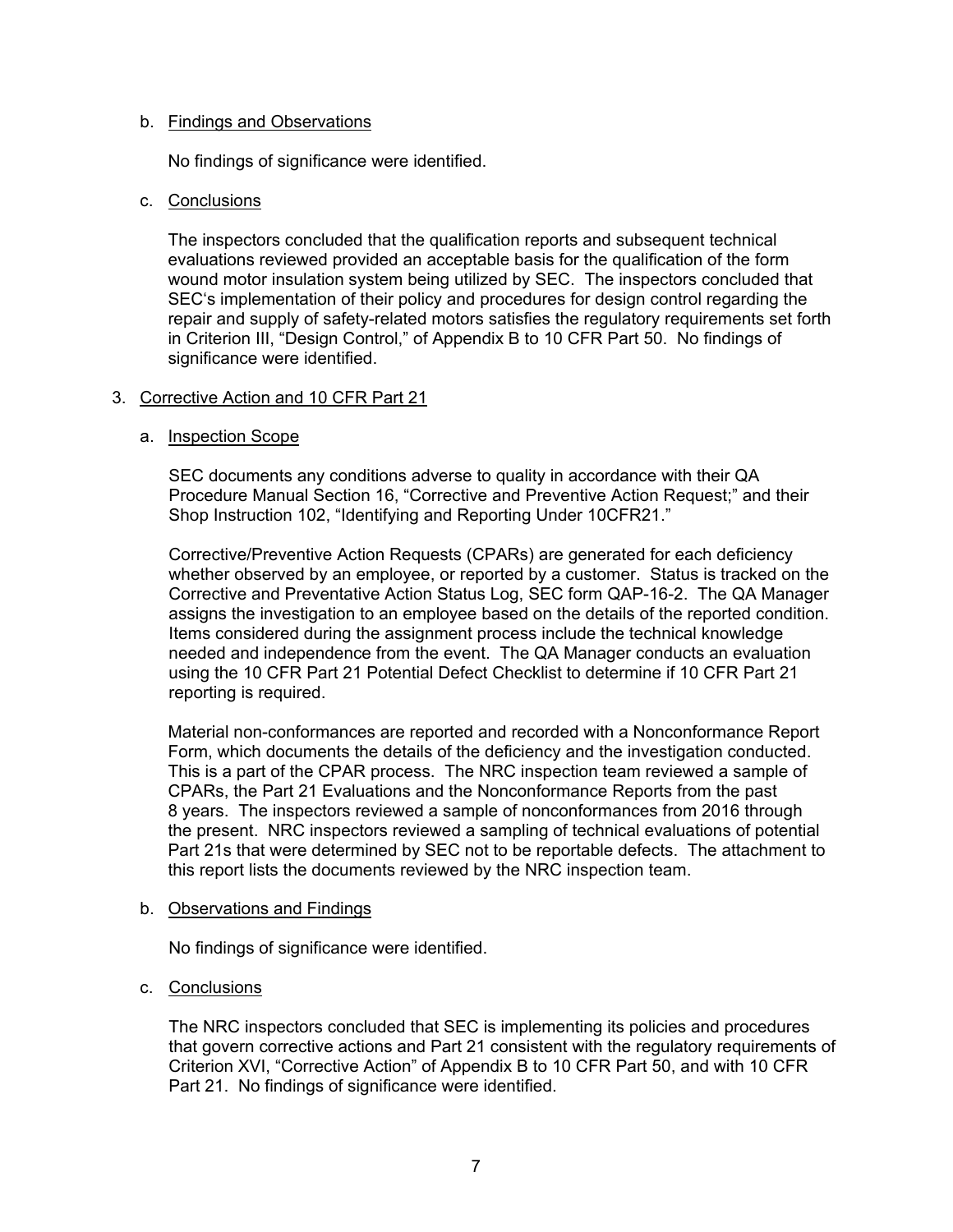b. Findings and Observations

No findings of significance were identified.

c. Conclusions

The inspectors concluded that the qualification reports and subsequent technical evaluations reviewed provided an acceptable basis for the qualification of the form wound motor insulation system being utilized by SEC. The inspectors concluded that SEC's implementation of their policy and procedures for design control regarding the repair and supply of safety-related motors satisfies the regulatory requirements set forth in Criterion III, "Design Control," of Appendix B to 10 CFR Part 50. No findings of significance were identified.

3. Corrective Action and 10 CFR Part 21

a. Inspection Scope

SEC documents any conditions adverse to quality in accordance with their QA Procedure Manual Section 16, "Corrective and Preventive Action Request;" and their Shop Instruction 102, "Identifying and Reporting Under 10CFR21."

Corrective/Preventive Action Requests (CPARs) are generated for each deficiency whether observed by an employee, or reported by a customer. Status is tracked on the Corrective and Preventative Action Status Log, SEC form QAP-16-2. The QA Manager assigns the investigation to an employee based on the details of the reported condition. Items considered during the assignment process include the technical knowledge needed and independence from the event. The QA Manager conducts an evaluation using the 10 CFR Part 21 Potential Defect Checklist to determine if 10 CFR Part 21 reporting is required.

Material non-conformances are reported and recorded with a Nonconformance Report Form, which documents the details of the deficiency and the investigation conducted. This is a part of the CPAR process. The NRC inspection team reviewed a sample of CPARs, the Part 21 Evaluations and the Nonconformance Reports from the past 8 years. The inspectors reviewed a sample of nonconformances from 2016 through the present. NRC inspectors reviewed a sampling of technical evaluations of potential Part 21s that were determined by SEC not to be reportable defects. The attachment to this report lists the documents reviewed by the NRC inspection team.

b. Observations and Findings

No findings of significance were identified.

c. Conclusions

The NRC inspectors concluded that SEC is implementing its policies and procedures that govern corrective actions and Part 21 consistent with the regulatory requirements of Criterion XVI, "Corrective Action" of Appendix B to 10 CFR Part 50, and with 10 CFR Part 21. No findings of significance were identified.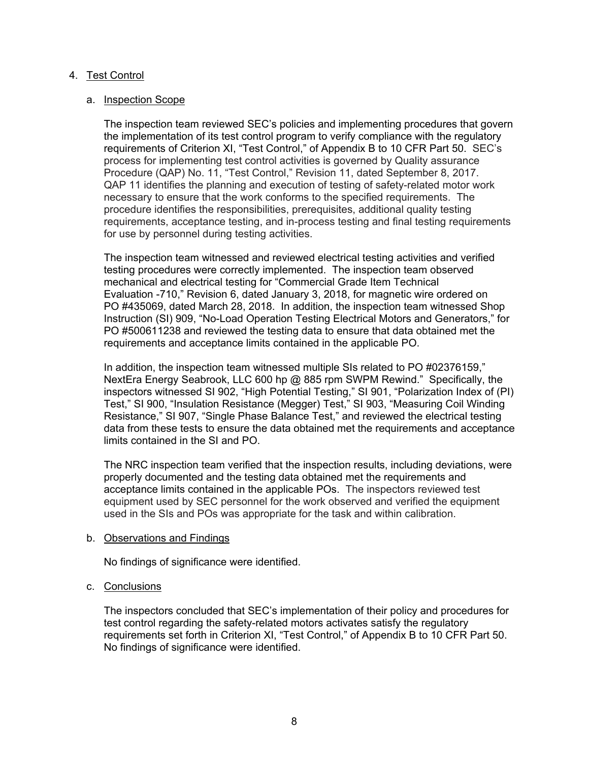## 4. Test Control

### a. Inspection Scope

The inspection team reviewed SEC's policies and implementing procedures that govern the implementation of its test control program to verify compliance with the regulatory requirements of Criterion XI, "Test Control," of Appendix B to 10 CFR Part 50. SEC's process for implementing test control activities is governed by Quality assurance Procedure (QAP) No. 11, "Test Control," Revision 11, dated September 8, 2017. QAP 11 identifies the planning and execution of testing of safety-related motor work necessary to ensure that the work conforms to the specified requirements. The procedure identifies the responsibilities, prerequisites, additional quality testing requirements, acceptance testing, and in-process testing and final testing requirements for use by personnel during testing activities.

The inspection team witnessed and reviewed electrical testing activities and verified testing procedures were correctly implemented. The inspection team observed mechanical and electrical testing for "Commercial Grade Item Technical Evaluation -710," Revision 6, dated January 3, 2018, for magnetic wire ordered on PO #435069, dated March 28, 2018. In addition, the inspection team witnessed Shop Instruction (SI) 909, "No-Load Operation Testing Electrical Motors and Generators," for PO #500611238 and reviewed the testing data to ensure that data obtained met the requirements and acceptance limits contained in the applicable PO.

In addition, the inspection team witnessed multiple SIs related to PO #02376159," NextEra Energy Seabrook, LLC 600 hp @ 885 rpm SWPM Rewind." Specifically, the inspectors witnessed SI 902, "High Potential Testing," SI 901, "Polarization Index of (PI) Test," SI 900, "Insulation Resistance (Megger) Test," SI 903, "Measuring Coil Winding Resistance," SI 907, "Single Phase Balance Test," and reviewed the electrical testing data from these tests to ensure the data obtained met the requirements and acceptance limits contained in the SI and PO.

The NRC inspection team verified that the inspection results, including deviations, were properly documented and the testing data obtained met the requirements and acceptance limits contained in the applicable POs. The inspectors reviewed test equipment used by SEC personnel for the work observed and verified the equipment used in the SIs and POs was appropriate for the task and within calibration.

### b. Observations and Findings

No findings of significance were identified.

### c. Conclusions

The inspectors concluded that SEC's implementation of their policy and procedures for test control regarding the safety-related motors activates satisfy the regulatory requirements set forth in Criterion XI, "Test Control," of Appendix B to 10 CFR Part 50. No findings of significance were identified.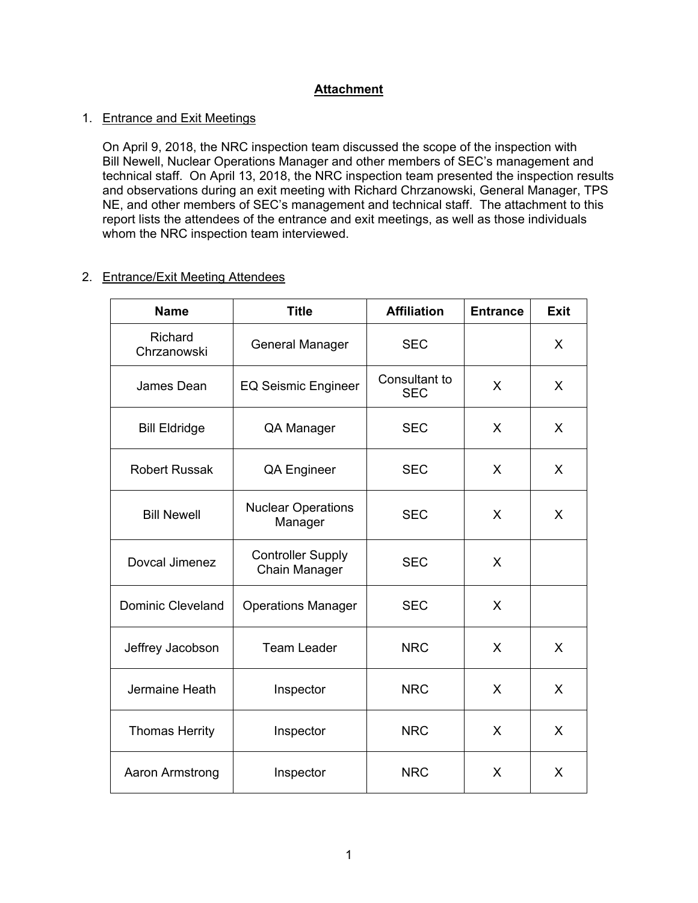# Attachment

1. Entrance and Exit Meetings

   On April 9, 2018, the NRC inspection team discussed the scope of the inspection with Bill Newell, Nuclear Operations Manager and other members of SEC's management and technical staff. On April 13, 2018, the NRC inspection team presented the inspection results and observations during an exit meeting with Richard Chrzanowski, General Manager, TPS NE, and other members of SEC's management and technical staff. The attachment to this report lists the attendees of the entrance and exit meetings, as well as those individuals whom the NRC inspection team interviewed.

2. Entrance/Exit Meeting Attendees

| Name | Title | Affiliation | Entrance | Exit |
|---|---|---|---|---|
| Richard Chrzanowski | General Manager | SEC | | X |
| James Dean | EQ Seismic Engineer | Consultant to SEC | X | X |
| Bill Eldridge | QA Manager | SEC | X | X |
| Robert Russak | QA Engineer | SEC | X | X |
| Bill Newell | Nuclear Operations Manager | SEC | X | X |
| Dovcal Jimenez | Controller Supply Chain Manager | SEC | X | |
| Dominic Cleveland | Operations Manager | SEC | X | |
| Jeffrey Jacobson | Team Leader | NRC | X | X |
| Jermaine Heath | Inspector | NRC | X | X |
| Thomas Herrity | Inspector | NRC | X | X |
| Aaron Armstrong | Inspector | NRC | X | X |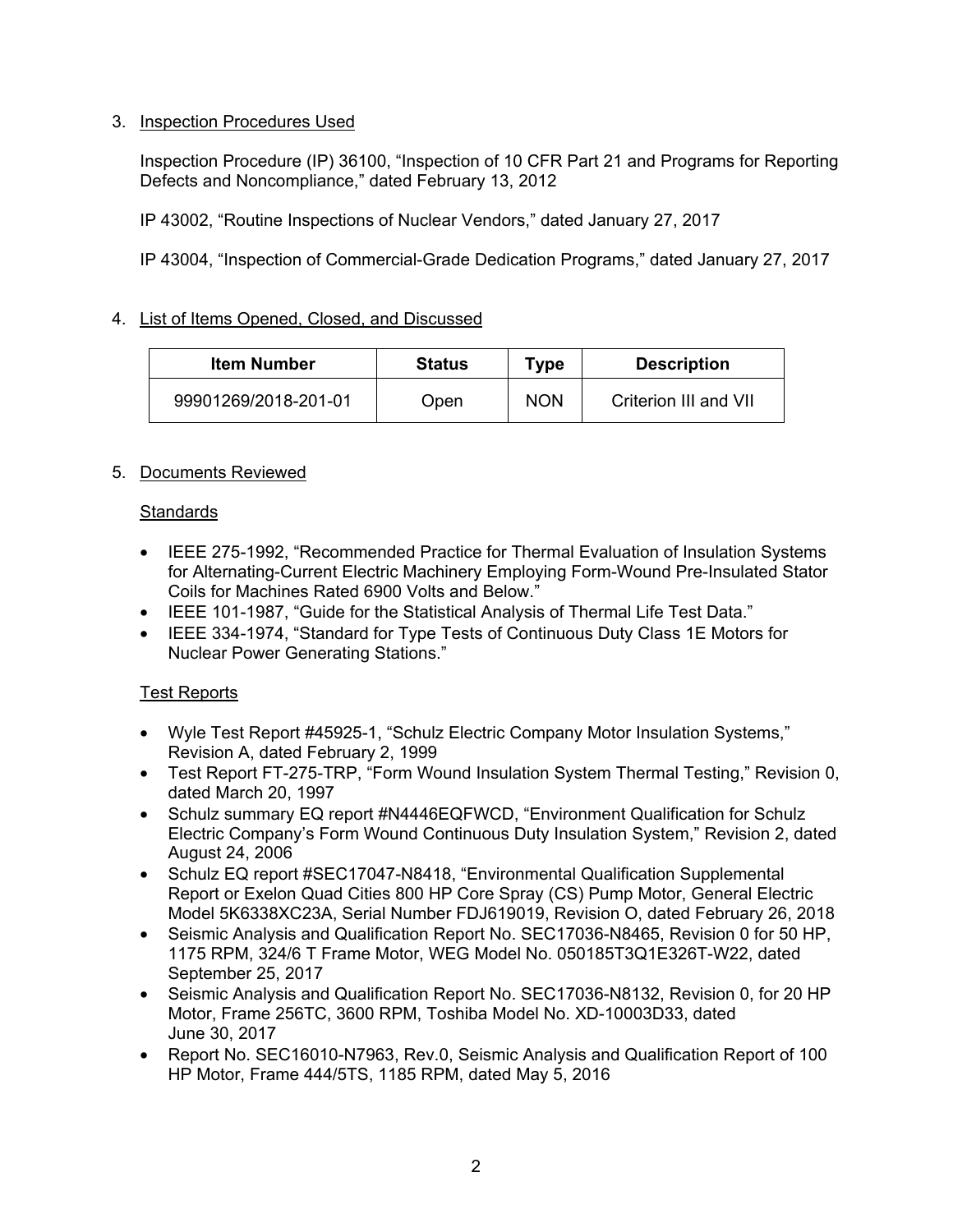3. Inspection Procedures Used

   Inspection Procedure (IP) 36100, "Inspection of 10 CFR Part 21 and Programs for Reporting Defects and Noncompliance," dated February 13, 2012

   IP 43002, "Routine Inspections of Nuclear Vendors," dated January 27, 2017

   IP 43004, "Inspection of Commercial-Grade Dedication Programs," dated January 27, 2017

4. List of Items Opened, Closed, and Discussed

| Item Number | Status | Type | Description |
| --- | --- | --- | --- |
| 99901269/2018-201-01 | Open | NON | Criterion III and VII |

5. Documents Reviewed

   Standards

   - IEEE 275-1992, "Recommended Practice for Thermal Evaluation of Insulation Systems for Alternating-Current Electric Machinery Employing Form-Wound Pre-Insulated Stator Coils for Machines Rated 6900 Volts and Below."
   - IEEE 101-1987, "Guide for the Statistical Analysis of Thermal Life Test Data."
   - IEEE 334-1974, "Standard for Type Tests of Continuous Duty Class 1E Motors for Nuclear Power Generating Stations."

   Test Reports

   - Wyle Test Report #45925-1, "Schulz Electric Company Motor Insulation Systems," Revision A, dated February 2, 1999
   - Test Report FT-275-TRP, "Form Wound Insulation System Thermal Testing," Revision 0, dated March 20, 1997
   - Schulz summary EQ report #N4446EQFWCD, "Environment Qualification for Schulz Electric Company's Form Wound Continuous Duty Insulation System," Revision 2, dated August 24, 2006
   - Schulz EQ report #SEC17047-N8418, "Environmental Qualification Supplemental Report or Exelon Quad Cities 800 HP Core Spray (CS) Pump Motor, General Electric Model 5K6338XC23A, Serial Number FDJ619019, Revision O, dated February 26, 2018
   - Seismic Analysis and Qualification Report No. SEC17036-N8465, Revision 0 for 50 HP, 1175 RPM, 324/6 T Frame Motor, WEG Model No. 050185T3Q1E326T-W22, dated September 25, 2017
   - Seismic Analysis and Qualification Report No. SEC17036-N8132, Revision 0, for 20 HP Motor, Frame 256TC, 3600 RPM, Toshiba Model No. XD-10003D33, dated June 30, 2017
   - Report No. SEC16010-N7963, Rev.0, Seismic Analysis and Qualification Report of 100 HP Motor, Frame 444/5TS, 1185 RPM, dated May 5, 2016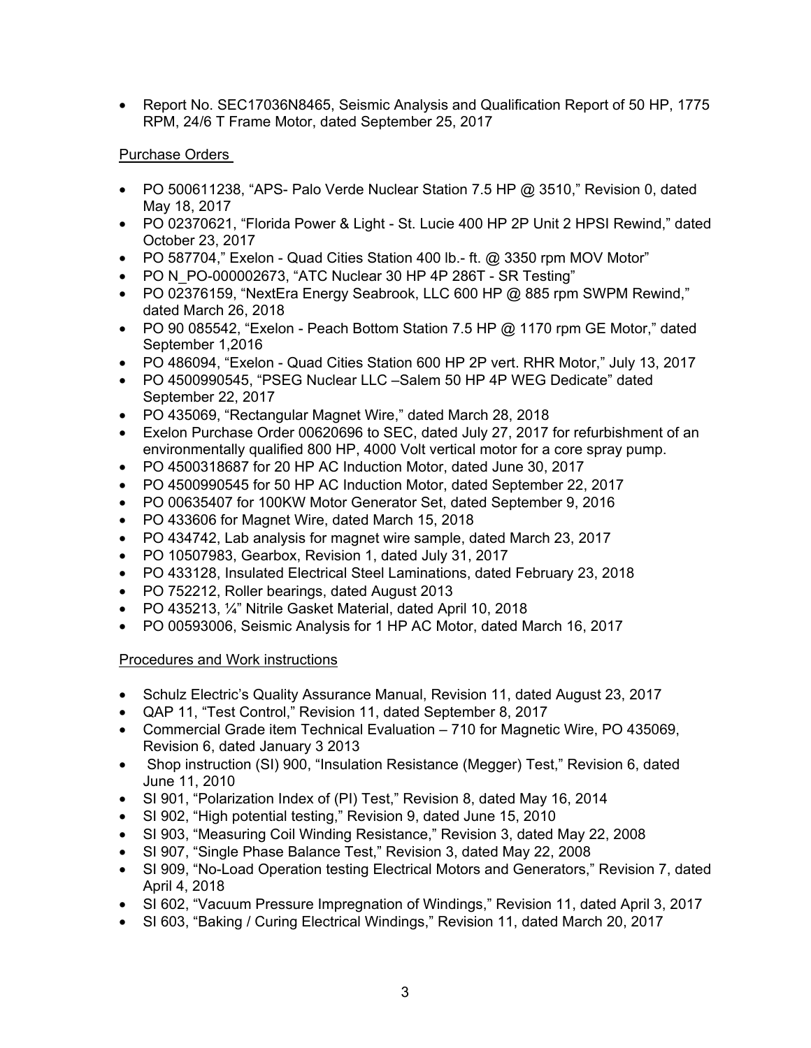- Report No. SEC17036N8465, Seismic Analysis and Qualification Report of 50 HP, 1775 RPM, 24/6 T Frame Motor, dated September 25, 2017

Purchase Orders

- PO 500611238, "APS- Palo Verde Nuclear Station 7.5 HP @ 3510," Revision 0, dated May 18, 2017
- PO 02370621, "Florida Power & Light - St. Lucie 400 HP 2P Unit 2 HPSI Rewind," dated October 23, 2017
- PO 587704," Exelon - Quad Cities Station 400 lb.- ft. @ 3350 rpm MOV Motor"
- PO N_PO-000002673, "ATC Nuclear 30 HP 4P 286T - SR Testing"
- PO 02376159, "NextEra Energy Seabrook, LLC 600 HP @ 885 rpm SWPM Rewind," dated March 26, 2018
- PO 90 085542, "Exelon - Peach Bottom Station 7.5 HP @ 1170 rpm GE Motor," dated September 1,2016
- PO 486094, "Exelon - Quad Cities Station 600 HP 2P vert. RHR Motor," July 13, 2017
- PO 4500990545, "PSEG Nuclear LLC –Salem 50 HP 4P WEG Dedicate" dated September 22, 2017
- PO 435069, "Rectangular Magnet Wire," dated March 28, 2018
- Exelon Purchase Order 00620696 to SEC, dated July 27, 2017 for refurbishment of an environmentally qualified 800 HP, 4000 Volt vertical motor for a core spray pump.
- PO 4500318687 for 20 HP AC Induction Motor, dated June 30, 2017
- PO 4500990545 for 50 HP AC Induction Motor, dated September 22, 2017
- PO 00635407 for 100KW Motor Generator Set, dated September 9, 2016
- PO 433606 for Magnet Wire, dated March 15, 2018
- PO 434742, Lab analysis for magnet wire sample, dated March 23, 2017
- PO 10507983, Gearbox, Revision 1, dated July 31, 2017
- PO 433128, Insulated Electrical Steel Laminations, dated February 23, 2018
- PO 752212, Roller bearings, dated August 2013
- PO 435213, ¼" Nitrile Gasket Material, dated April 10, 2018
- PO 00593006, Seismic Analysis for 1 HP AC Motor, dated March 16, 2017

Procedures and Work instructions

- Schulz Electric's Quality Assurance Manual, Revision 11, dated August 23, 2017
- QAP 11, "Test Control," Revision 11, dated September 8, 2017
- Commercial Grade item Technical Evaluation – 710 for Magnetic Wire, PO 435069, Revision 6, dated January 3 2013
- Shop instruction (SI) 900, "Insulation Resistance (Megger) Test," Revision 6, dated June 11, 2010
- SI 901, "Polarization Index of (PI) Test," Revision 8, dated May 16, 2014
- SI 902, "High potential testing," Revision 9, dated June 15, 2010
- SI 903, "Measuring Coil Winding Resistance," Revision 3, dated May 22, 2008
- SI 907, "Single Phase Balance Test," Revision 3, dated May 22, 2008
- SI 909, "No-Load Operation testing Electrical Motors and Generators," Revision 7, dated April 4, 2018
- SI 602, "Vacuum Pressure Impregnation of Windings," Revision 11, dated April 3, 2017
- SI 603, "Baking / Curing Electrical Windings," Revision 11, dated March 20, 2017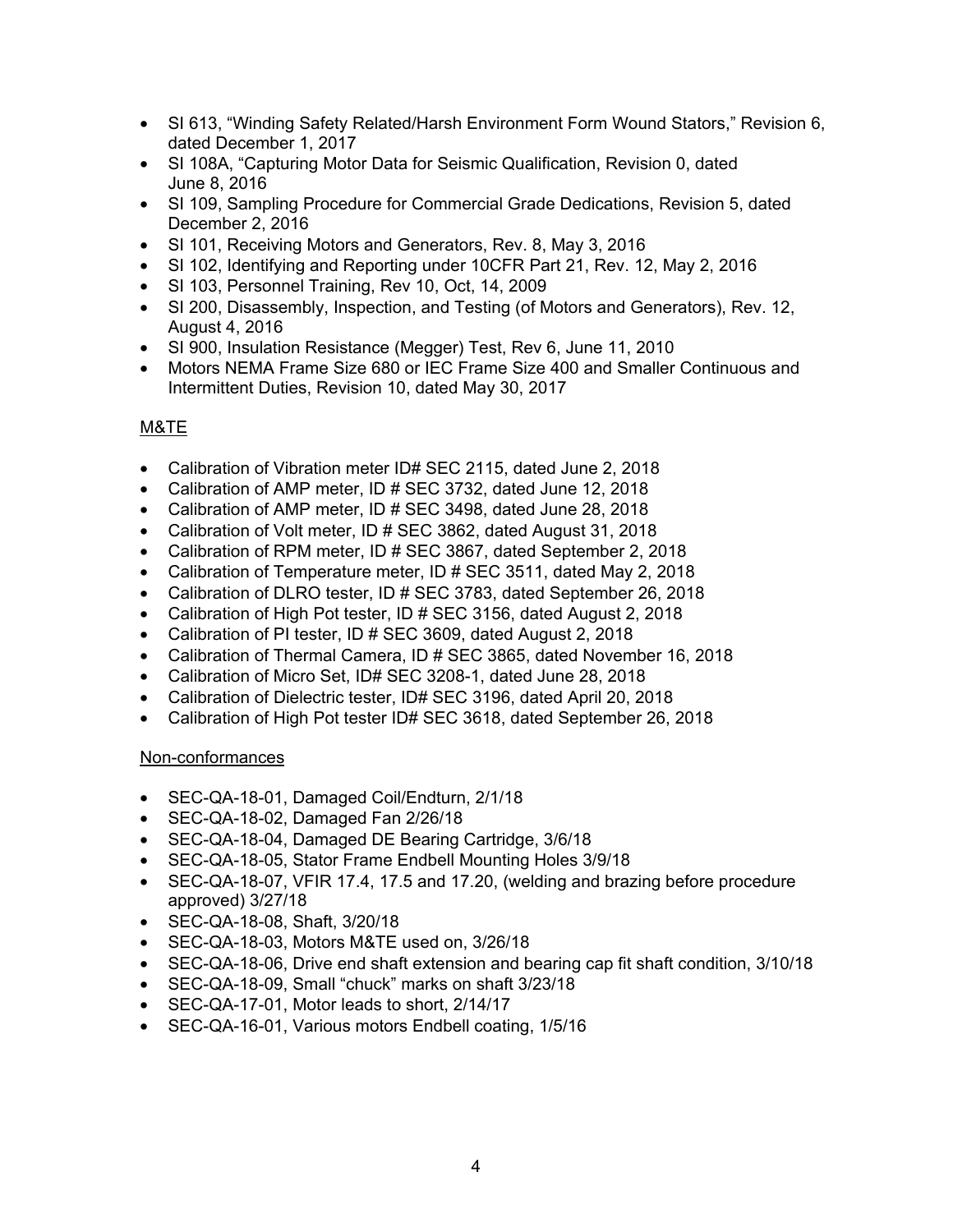- SI 613, "Winding Safety Related/Harsh Environment Form Wound Stators," Revision 6, dated December 1, 2017
- SI 108A, "Capturing Motor Data for Seismic Qualification, Revision 0, dated June 8, 2016
- SI 109, Sampling Procedure for Commercial Grade Dedications, Revision 5, dated December 2, 2016
- SI 101, Receiving Motors and Generators, Rev. 8, May 3, 2016
- SI 102, Identifying and Reporting under 10CFR Part 21, Rev. 12, May 2, 2016
- SI 103, Personnel Training, Rev 10, Oct, 14, 2009
- SI 200, Disassembly, Inspection, and Testing (of Motors and Generators), Rev. 12, August 4, 2016
- SI 900, Insulation Resistance (Megger) Test, Rev 6, June 11, 2010
- Motors NEMA Frame Size 680 or IEC Frame Size 400 and Smaller Continuous and Intermittent Duties, Revision 10, dated May 30, 2017

<u>M&TE</u>

- Calibration of Vibration meter ID# SEC 2115, dated June 2, 2018
- Calibration of AMP meter, ID # SEC 3732, dated June 12, 2018
- Calibration of AMP meter, ID # SEC 3498, dated June 28, 2018
- Calibration of Volt meter, ID # SEC 3862, dated August 31, 2018
- Calibration of RPM meter, ID # SEC 3867, dated September 2, 2018
- Calibration of Temperature meter, ID # SEC 3511, dated May 2, 2018
- Calibration of DLRO tester, ID # SEC 3783, dated September 26, 2018
- Calibration of High Pot tester, ID # SEC 3156, dated August 2, 2018
- Calibration of PI tester, ID # SEC 3609, dated August 2, 2018
- Calibration of Thermal Camera, ID # SEC 3865, dated November 16, 2018
- Calibration of Micro Set, ID# SEC 3208-1, dated June 28, 2018
- Calibration of Dielectric tester, ID# SEC 3196, dated April 20, 2018
- Calibration of High Pot tester ID# SEC 3618, dated September 26, 2018

<u>Non-conformances</u>

- SEC-QA-18-01, Damaged Coil/Endturn, 2/1/18
- SEC-QA-18-02, Damaged Fan 2/26/18
- SEC-QA-18-04, Damaged DE Bearing Cartridge, 3/6/18
- SEC-QA-18-05, Stator Frame Endbell Mounting Holes 3/9/18
- SEC-QA-18-07, VFIR 17.4, 17.5 and 17.20, (welding and brazing before procedure approved) 3/27/18
- SEC-QA-18-08, Shaft, 3/20/18
- SEC-QA-18-03, Motors M&TE used on, 3/26/18
- SEC-QA-18-06, Drive end shaft extension and bearing cap fit shaft condition, 3/10/18
- SEC-QA-18-09, Small "chuck" marks on shaft 3/23/18
- SEC-QA-17-01, Motor leads to short, 2/14/17
- SEC-QA-16-01, Various motors Endbell coating, 1/5/16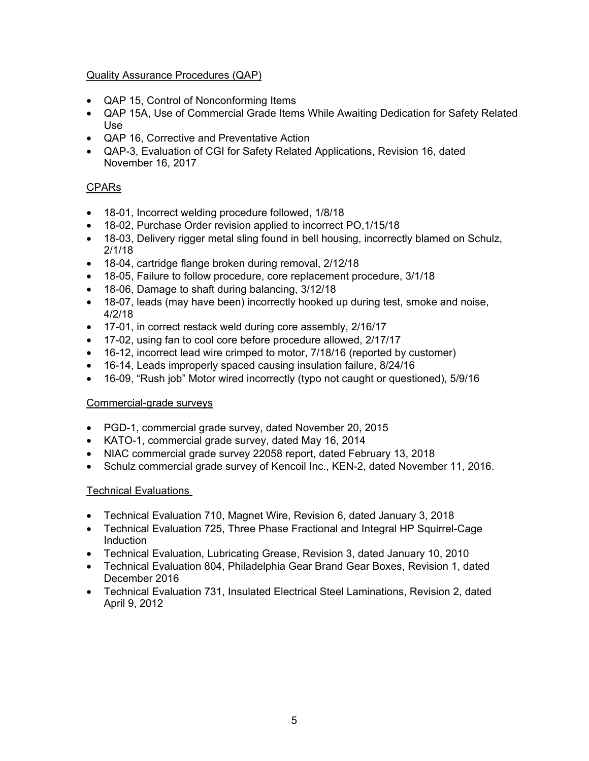Quality Assurance Procedures (QAP)

- QAP 15, Control of Nonconforming Items
- QAP 15A, Use of Commercial Grade Items While Awaiting Dedication for Safety Related Use
- QAP 16, Corrective and Preventative Action
- QAP-3, Evaluation of CGI for Safety Related Applications, Revision 16, dated November 16, 2017

CPARs

- 18-01, Incorrect welding procedure followed, 1/8/18
- 18-02, Purchase Order revision applied to incorrect PO,1/15/18
- 18-03, Delivery rigger metal sling found in bell housing, incorrectly blamed on Schulz, 2/1/18
- 18-04, cartridge flange broken during removal, 2/12/18
- 18-05, Failure to follow procedure, core replacement procedure, 3/1/18
- 18-06, Damage to shaft during balancing, 3/12/18
- 18-07, leads (may have been) incorrectly hooked up during test, smoke and noise, 4/2/18
- 17-01, in correct restack weld during core assembly, 2/16/17
- 17-02, using fan to cool core before procedure allowed, 2/17/17
- 16-12, incorrect lead wire crimped to motor, 7/18/16 (reported by customer)
- 16-14, Leads improperly spaced causing insulation failure, 8/24/16
- 16-09, "Rush job" Motor wired incorrectly (typo not caught or questioned), 5/9/16

Commercial-grade surveys

- PGD-1, commercial grade survey, dated November 20, 2015
- KATO-1, commercial grade survey, dated May 16, 2014
- NIAC commercial grade survey 22058 report, dated February 13, 2018
- Schulz commercial grade survey of Kencoil Inc., KEN-2, dated November 11, 2016.

Technical Evaluations

- Technical Evaluation 710, Magnet Wire, Revision 6, dated January 3, 2018
- Technical Evaluation 725, Three Phase Fractional and Integral HP Squirrel-Cage Induction
- Technical Evaluation, Lubricating Grease, Revision 3, dated January 10, 2010
- Technical Evaluation 804, Philadelphia Gear Brand Gear Boxes, Revision 1, dated December 2016
- Technical Evaluation 731, Insulated Electrical Steel Laminations, Revision 2, dated April 9, 2012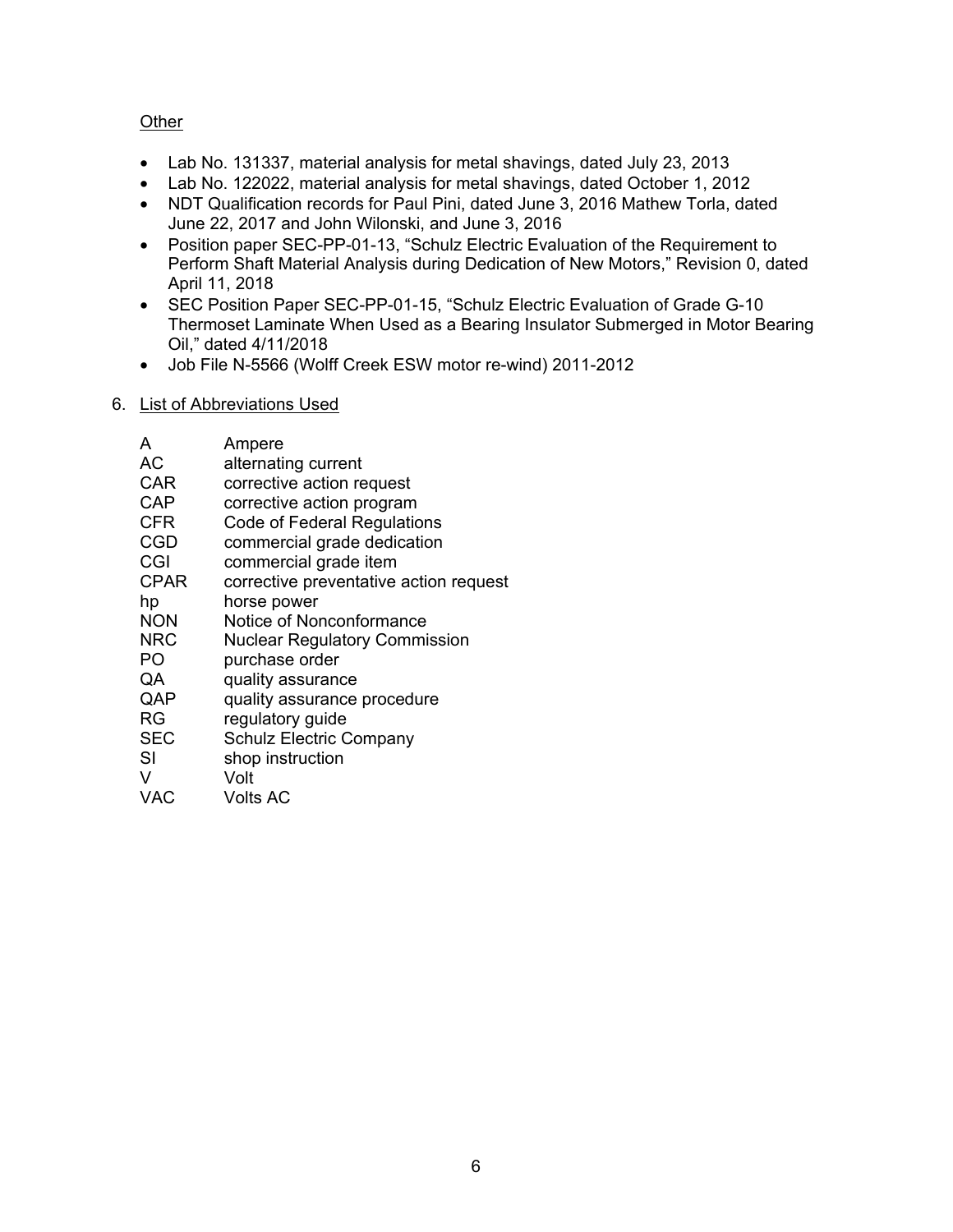Other

- Lab No. 131337, material analysis for metal shavings, dated July 23, 2013
- Lab No. 122022, material analysis for metal shavings, dated October 1, 2012
- NDT Qualification records for Paul Pini, dated June 3, 2016 Mathew Torla, dated June 22, 2017 and John Wilonski, and June 3, 2016
- Position paper SEC-PP-01-13, "Schulz Electric Evaluation of the Requirement to Perform Shaft Material Analysis during Dedication of New Motors," Revision 0, dated April 11, 2018
- SEC Position Paper SEC-PP-01-15, "Schulz Electric Evaluation of Grade G-10 Thermoset Laminate When Used as a Bearing Insulator Submerged in Motor Bearing Oil," dated 4/11/2018
- Job File N-5566 (Wolff Creek ESW motor re-wind) 2011-2012

6. List of Abbreviations Used

| | |
|---|---|
| A | Ampere |
| AC | alternating current |
| CAR | corrective action request |
| CAP | corrective action program |
| CFR | Code of Federal Regulations |
| CGD | commercial grade dedication |
| CGI | commercial grade item |
| CPAR | corrective preventative action request |
| hp | horse power |
| NON | Notice of Nonconformance |
| NRC | Nuclear Regulatory Commission |
| PO | purchase order |
| QA | quality assurance |
| QAP | quality assurance procedure |
| RG | regulatory guide |
| SEC | Schulz Electric Company |
| SI | shop instruction |
| V | Volt |
| VAC | Volts AC |